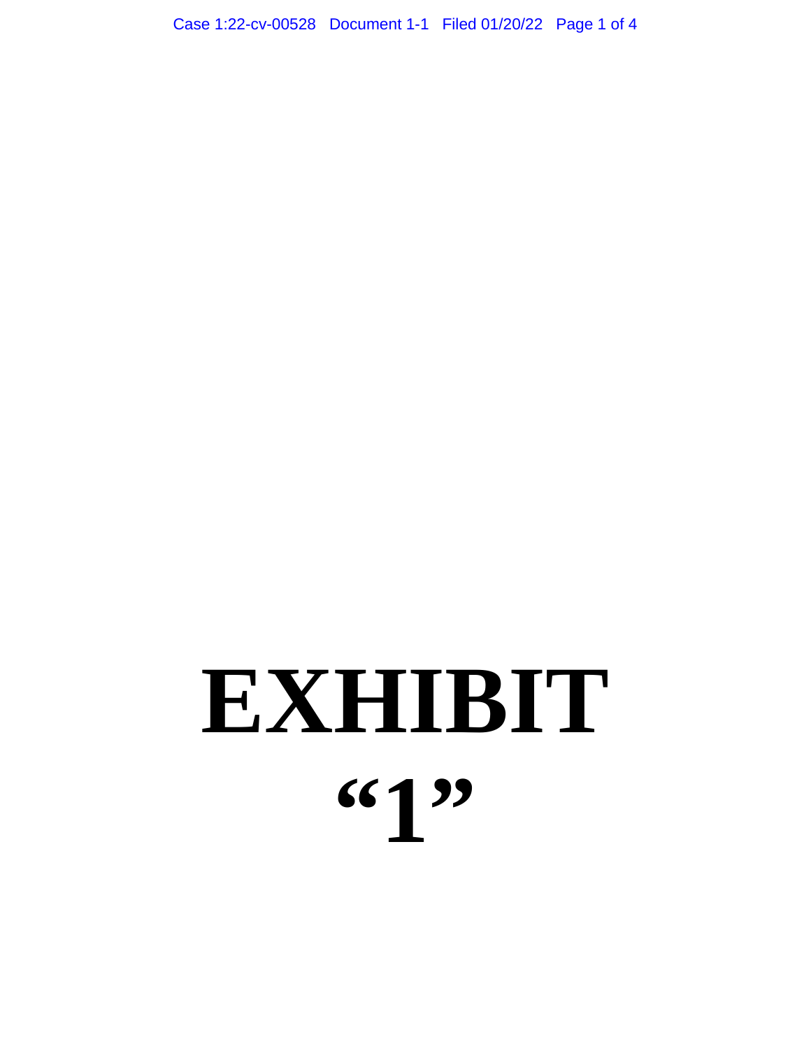# EXHIBIT "1"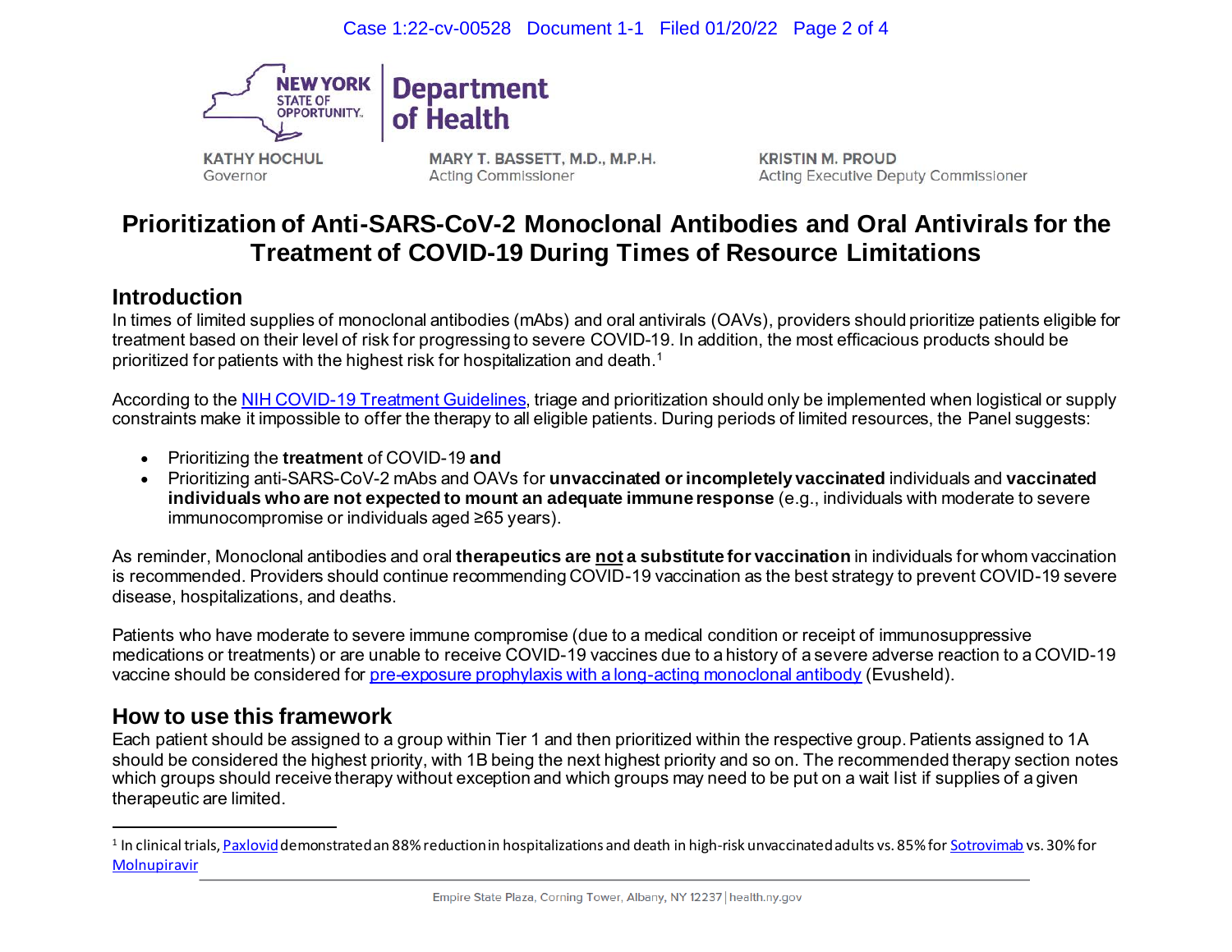NEW YORK STATE OF OPPORTUNITY. | Department of Health

KATHY HOCHUL
Governor

MARY T. BASSETT, M.D., M.P.H.
Acting Commissioner

KRISTIN M. PROUD
Acting Executive Deputy Commissioner

# Prioritization of Anti-SARS-CoV-2 Monoclonal Antibodies and Oral Antivirals for the Treatment of COVID-19 During Times of Resource Limitations

## Introduction

In times of limited supplies of monoclonal antibodies (mAbs) and oral antivirals (OAVs), providers should prioritize patients eligible for treatment based on their level of risk for progressing to severe COVID-19. In addition, the most efficacious products should be prioritized for patients with the highest risk for hospitalization and death.[1]

According to the NIH COVID-19 Treatment Guidelines, triage and prioritization should only be implemented when logistical or supply constraints make it impossible to offer the therapy to all eligible patients. During periods of limited resources, the Panel suggests:

- Prioritizing the **treatment** of COVID-19 **and**
- Prioritizing anti-SARS-CoV-2 mAbs and OAVs for **unvaccinated or incompletely vaccinated** individuals and **vaccinated individuals who are not expected to mount an adequate immune response** (e.g., individuals with moderate to severe immunocompromise or individuals aged ≥65 years).

As reminder, Monoclonal antibodies and oral **therapeutics are <u>not</u> a substitute for vaccination** in individuals for whom vaccination is recommended. Providers should continue recommending COVID-19 vaccination as the best strategy to prevent COVID-19 severe disease, hospitalizations, and deaths.

Patients who have moderate to severe immune compromise (due to a medical condition or receipt of immunosuppressive medications or treatments) or are unable to receive COVID-19 vaccines due to a history of a severe adverse reaction to a COVID-19 vaccine should be considered for pre-exposure prophylaxis with a long-acting monoclonal antibody (Evusheld).

## How to use this framework

Each patient should be assigned to a group within Tier 1 and then prioritized within the respective group. Patients assigned to 1A should be considered the highest priority, with 1B being the next highest priority and so on. The recommended therapy section notes which groups should receive therapy without exception and which groups may need to be put on a wait list if supplies of a given therapeutic are limited.

---

[1] In clinical trials, Paxlovid demonstrated an 88% reduction in hospitalizations and death in high-risk unvaccinated adults vs. 85% for Sotrovimab vs. 30% for Molnupiravir

Empire State Plaza, Corning Tower, Albany, NY 12237 | health.ny.gov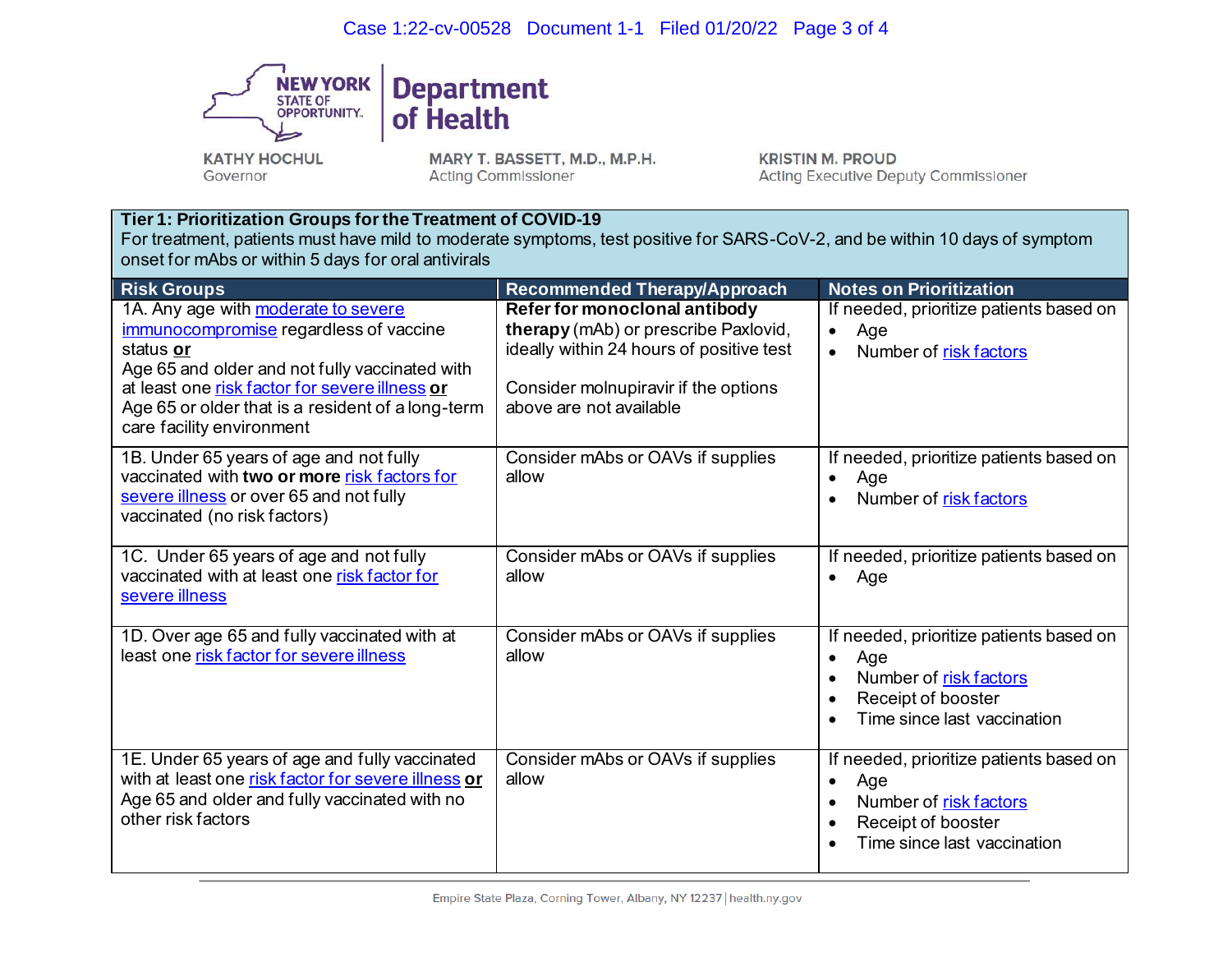**NEW YORK STATE OF OPPORTUNITY. | Department of Health**

KATHY HOCHUL
Governor

MARY T. BASSETT, M.D., M.P.H.
Acting Commissioner

KRISTIN M. PROUD
Acting Executive Deputy Commissioner

**Tier 1: Prioritization Groups for the Treatment of COVID-19**

For treatment, patients must have mild to moderate symptoms, test positive for SARS-CoV-2, and be within 10 days of symptom onset for mAbs or within 5 days for oral antivirals

| Risk Groups | Recommended Therapy/Approach | Notes on Prioritization |
|---|---|---|
| 1A. Any age with moderate to severe immunocompromise regardless of vaccine status **or** Age 65 and older and not fully vaccinated with at least one risk factor for severe illness **or** Age 65 or older that is a resident of a long-term care facility environment | **Refer for monoclonal antibody therapy** (mAb) or prescribe Paxlovid, ideally within 24 hours of positive test<br><br>Consider molnupiravir if the options above are not available | If needed, prioritize patients based on<br>• Age<br>• Number of risk factors |
| 1B. Under 65 years of age and not fully vaccinated with **two or more** risk factors for severe illness or over 65 and not fully vaccinated (no risk factors) | Consider mAbs or OAVs if supplies allow | If needed, prioritize patients based on<br>• Age<br>• Number of risk factors |
| 1C. Under 65 years of age and not fully vaccinated with at least one risk factor for severe illness | Consider mAbs or OAVs if supplies allow | If needed, prioritize patients based on<br>• Age |
| 1D. Over age 65 and fully vaccinated with at least one risk factor for severe illness | Consider mAbs or OAVs if supplies allow | If needed, prioritize patients based on<br>• Age<br>• Number of risk factors<br>• Receipt of booster<br>• Time since last vaccination |
| 1E. Under 65 years of age and fully vaccinated with at least one risk factor for severe illness **or** Age 65 and older and fully vaccinated with no other risk factors | Consider mAbs or OAVs if supplies allow | If needed, prioritize patients based on<br>• Age<br>• Number of risk factors<br>• Receipt of booster<br>• Time since last vaccination |

Empire State Plaza, Corning Tower, Albany, NY 12237 | health.ny.gov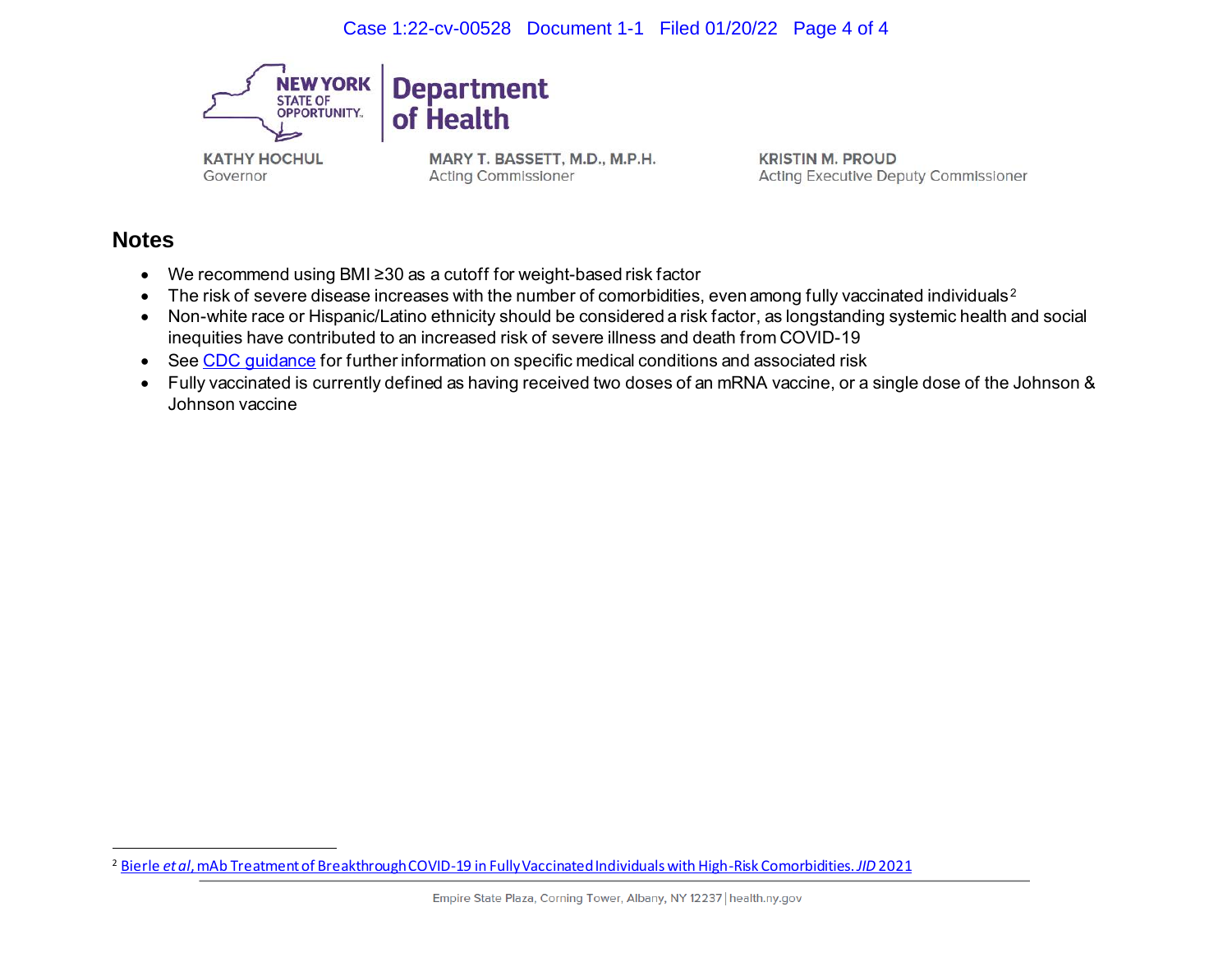NEW YORK STATE OF OPPORTUNITY. | Department of Health

KATHY HOCHUL
Governor

MARY T. BASSETT, M.D., M.P.H.
Acting Commissioner

KRISTIN M. PROUD
Acting Executive Deputy Commissioner

## Notes

- We recommend using BMI ≥30 as a cutoff for weight-based risk factor
- The risk of severe disease increases with the number of comorbidities, even among fully vaccinated individuals[2]
- Non-white race or Hispanic/Latino ethnicity should be considered a risk factor, as longstanding systemic health and social inequities have contributed to an increased risk of severe illness and death from COVID-19
- See CDC guidance for further information on specific medical conditions and associated risk
- Fully vaccinated is currently defined as having received two doses of an mRNA vaccine, or a single dose of the Johnson & Johnson vaccine

[2] Bierle *et al*, mAb Treatment of Breakthrough COVID-19 in Fully Vaccinated Individuals with High-Risk Comorbidities. *JID* 2021

Empire State Plaza, Corning Tower, Albany, NY 12237 | health.ny.gov